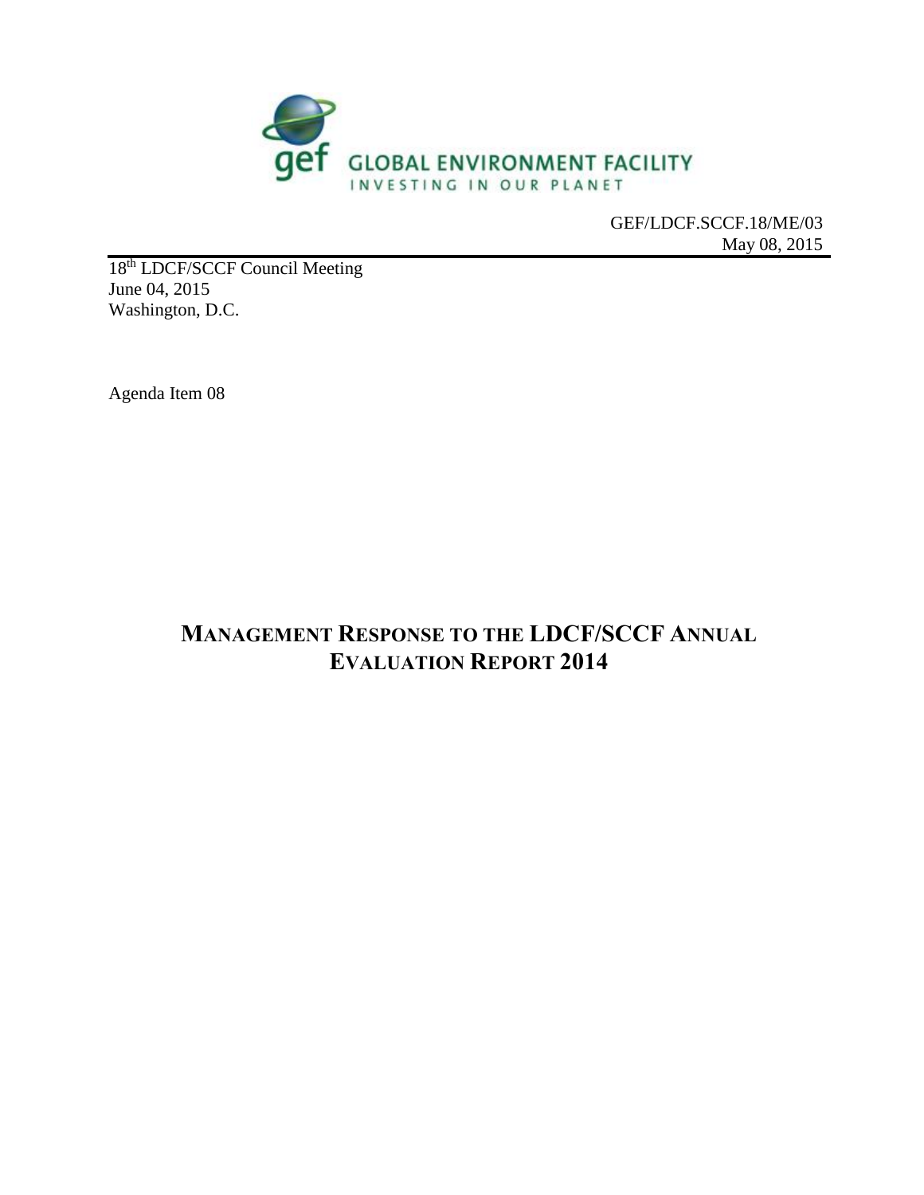GLOBAL ENVIRONMENT FACILITY

INVESTING IN OUR PLANET

GEF/LDCF.SCCF.18/ME/03
May 08, 2015

18th LDCF/SCCF Council Meeting
June 04, 2015
Washington, D.C.

Agenda Item 08

# MANAGEMENT RESPONSE TO THE LDCF/SCCF ANNUAL EVALUATION REPORT 2014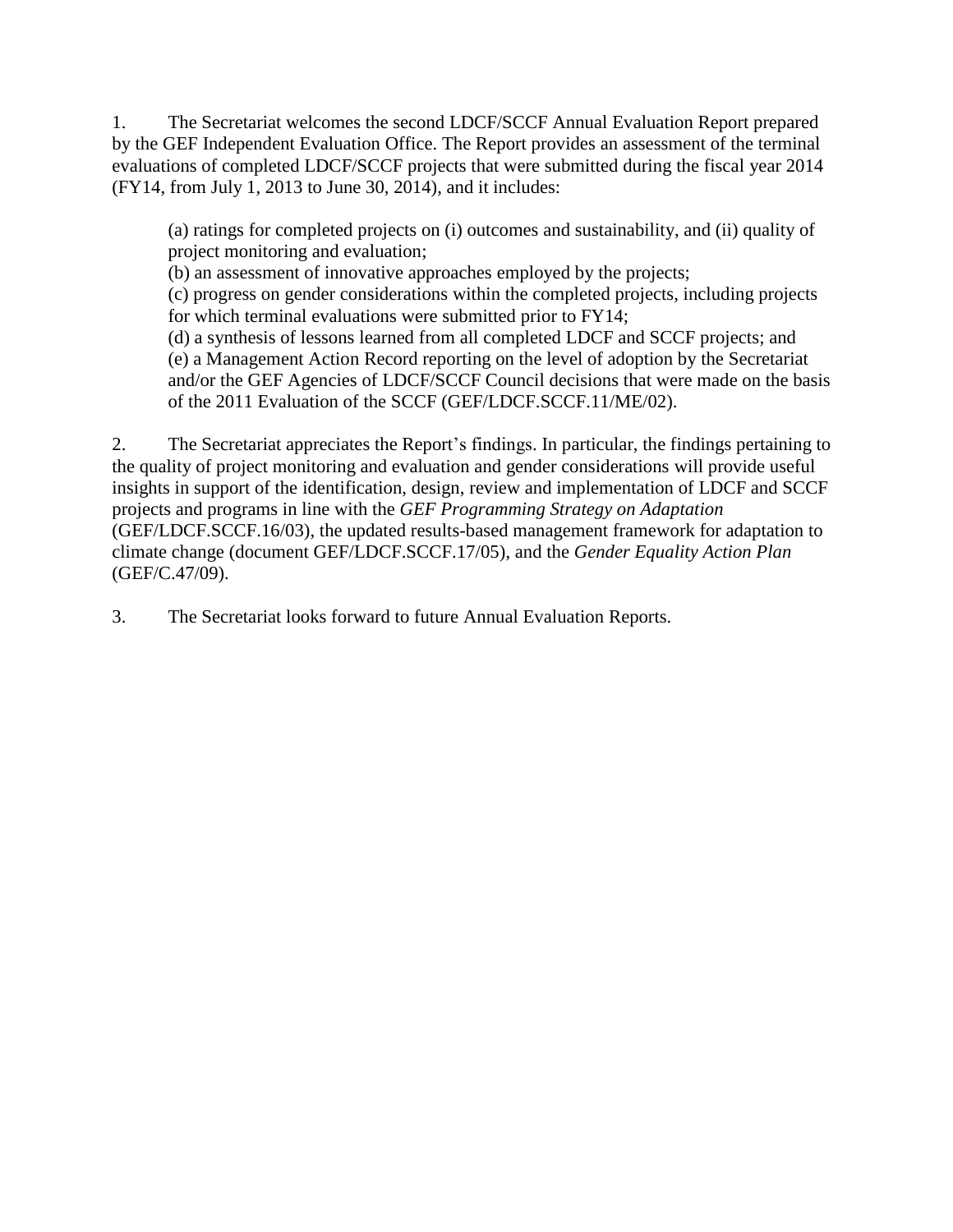1. The Secretariat welcomes the second LDCF/SCCF Annual Evaluation Report prepared by the GEF Independent Evaluation Office. The Report provides an assessment of the terminal evaluations of completed LDCF/SCCF projects that were submitted during the fiscal year 2014 (FY14, from July 1, 2013 to June 30, 2014), and it includes:

(a) ratings for completed projects on (i) outcomes and sustainability, and (ii) quality of project monitoring and evaluation;
(b) an assessment of innovative approaches employed by the projects;
(c) progress on gender considerations within the completed projects, including projects for which terminal evaluations were submitted prior to FY14;
(d) a synthesis of lessons learned from all completed LDCF and SCCF projects; and
(e) a Management Action Record reporting on the level of adoption by the Secretariat and/or the GEF Agencies of LDCF/SCCF Council decisions that were made on the basis of the 2011 Evaluation of the SCCF (GEF/LDCF.SCCF.11/ME/02).

2. The Secretariat appreciates the Report's findings. In particular, the findings pertaining to the quality of project monitoring and evaluation and gender considerations will provide useful insights in support of the identification, design, review and implementation of LDCF and SCCF projects and programs in line with the *GEF Programming Strategy on Adaptation* (GEF/LDCF.SCCF.16/03), the updated results-based management framework for adaptation to climate change (document GEF/LDCF.SCCF.17/05), and the *Gender Equality Action Plan* (GEF/C.47/09).

3. The Secretariat looks forward to future Annual Evaluation Reports.